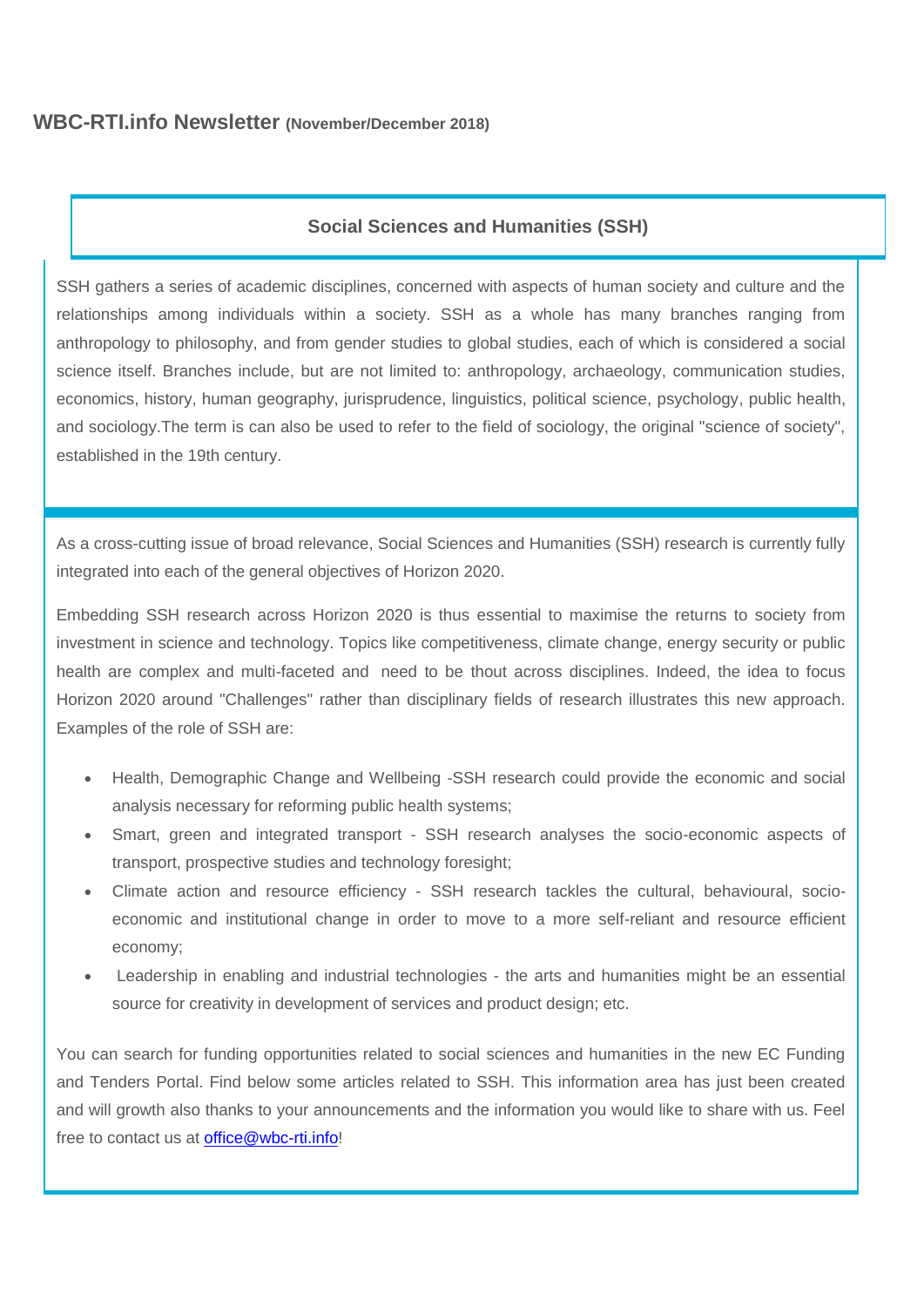# WBC-RTI.info Newsletter (November/December 2018)

## Social Sciences and Humanities (SSH)

SSH gathers a series of academic disciplines, concerned with aspects of human society and culture and the relationships among individuals within a society. SSH as a whole has many branches ranging from anthropology to philosophy, and from gender studies to global studies, each of which is considered a social science itself. Branches include, but are not limited to: anthropology, archaeology, communication studies, economics, history, human geography, jurisprudence, linguistics, political science, psychology, public health, and sociology.The term is can also be used to refer to the field of sociology, the original "science of society", established in the 19th century.

As a cross-cutting issue of broad relevance, Social Sciences and Humanities (SSH) research is currently fully integrated into each of the general objectives of Horizon 2020.

Embedding SSH research across Horizon 2020 is thus essential to maximise the returns to society from investment in science and technology. Topics like competitiveness, climate change, energy security or public health are complex and multi-faceted and need to be thout across disciplines. Indeed, the idea to focus Horizon 2020 around "Challenges" rather than disciplinary fields of research illustrates this new approach. Examples of the role of SSH are:

- Health, Demographic Change and Wellbeing -SSH research could provide the economic and social analysis necessary for reforming public health systems;
- Smart, green and integrated transport - SSH research analyses the socio-economic aspects of transport, prospective studies and technology foresight;
- Climate action and resource efficiency - SSH research tackles the cultural, behavioural, socio-economic and institutional change in order to move to a more self-reliant and resource efficient economy;
- Leadership in enabling and industrial technologies - the arts and humanities might be an essential source for creativity in development of services and product design; etc.

You can search for funding opportunities related to social sciences and humanities in the new EC Funding and Tenders Portal. Find below some articles related to SSH. This information area has just been created and will growth also thanks to your announcements and the information you would like to share with us. Feel free to contact us at office@wbc-rti.info!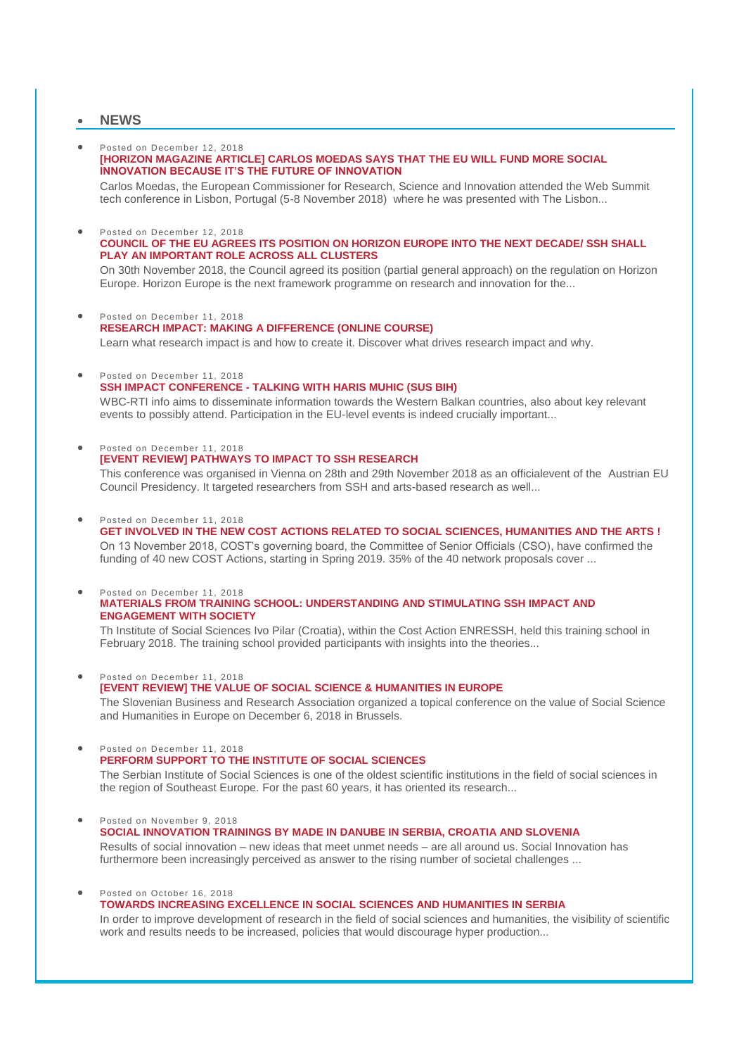## NEWS

- Posted on December 12, 2018

  **[HORIZON MAGAZINE ARTICLE] CARLOS MOEDAS SAYS THAT THE EU WILL FUND MORE SOCIAL INNOVATION BECAUSE IT'S THE FUTURE OF INNOVATION**

  Carlos Moedas, the European Commissioner for Research, Science and Innovation attended the Web Summit tech conference in Lisbon, Portugal (5-8 November 2018) where he was presented with The Lisbon...

- Posted on December 12, 2018

  **COUNCIL OF THE EU AGREES ITS POSITION ON HORIZON EUROPE INTO THE NEXT DECADE/ SSH SHALL PLAY AN IMPORTANT ROLE ACROSS ALL CLUSTERS**

  On 30th November 2018, the Council agreed its position (partial general approach) on the regulation on Horizon Europe. Horizon Europe is the next framework programme on research and innovation for the...

- Posted on December 11, 2018

  **RESEARCH IMPACT: MAKING A DIFFERENCE (ONLINE COURSE)**

  Learn what research impact is and how to create it. Discover what drives research impact and why.

- Posted on December 11, 2018

  **SSH IMPACT CONFERENCE - TALKING WITH HARIS MUHIC (SUS BIH)**

  WBC-RTI info aims to disseminate information towards the Western Balkan countries, also about key relevant events to possibly attend. Participation in the EU-level events is indeed crucially important...

- Posted on December 11, 2018

  **[EVENT REVIEW] PATHWAYS TO IMPACT TO SSH RESEARCH**

  This conference was organised in Vienna on 28th and 29th November 2018 as an officialevent of the Austrian EU Council Presidency. It targeted researchers from SSH and arts-based research as well...

- Posted on December 11, 2018

  **GET INVOLVED IN THE NEW COST ACTIONS RELATED TO SOCIAL SCIENCES, HUMANITIES AND THE ARTS !**

  On 13 November 2018, COST's governing board, the Committee of Senior Officials (CSO), have confirmed the funding of 40 new COST Actions, starting in Spring 2019. 35% of the 40 network proposals cover ...

- Posted on December 11, 2018

  **MATERIALS FROM TRAINING SCHOOL: UNDERSTANDING AND STIMULATING SSH IMPACT AND ENGAGEMENT WITH SOCIETY**

  Th Institute of Social Sciences Ivo Pilar (Croatia), within the Cost Action ENRESSH, held this training school in February 2018. The training school provided participants with insights into the theories...

- Posted on December 11, 2018

  **[EVENT REVIEW] THE VALUE OF SOCIAL SCIENCE & HUMANITIES IN EUROPE**

  The Slovenian Business and Research Association organized a topical conference on the value of Social Science and Humanities in Europe on December 6, 2018 in Brussels.

- Posted on December 11, 2018

  **PERFORM SUPPORT TO THE INSTITUTE OF SOCIAL SCIENCES**

  The Serbian Institute of Social Sciences is one of the oldest scientific institutions in the field of social sciences in the region of Southeast Europe. For the past 60 years, it has oriented its research...

- Posted on November 9, 2018

  **SOCIAL INNOVATION TRAININGS BY MADE IN DANUBE IN SERBIA, CROATIA AND SLOVENIA**

  Results of social innovation – new ideas that meet unmet needs – are all around us. Social Innovation has furthermore been increasingly perceived as answer to the rising number of societal challenges ...

- Posted on October 16, 2018

  **TOWARDS INCREASING EXCELLENCE IN SOCIAL SCIENCES AND HUMANITIES IN SERBIA**

  In order to improve development of research in the field of social sciences and humanities, the visibility of scientific work and results needs to be increased, policies that would discourage hyper production...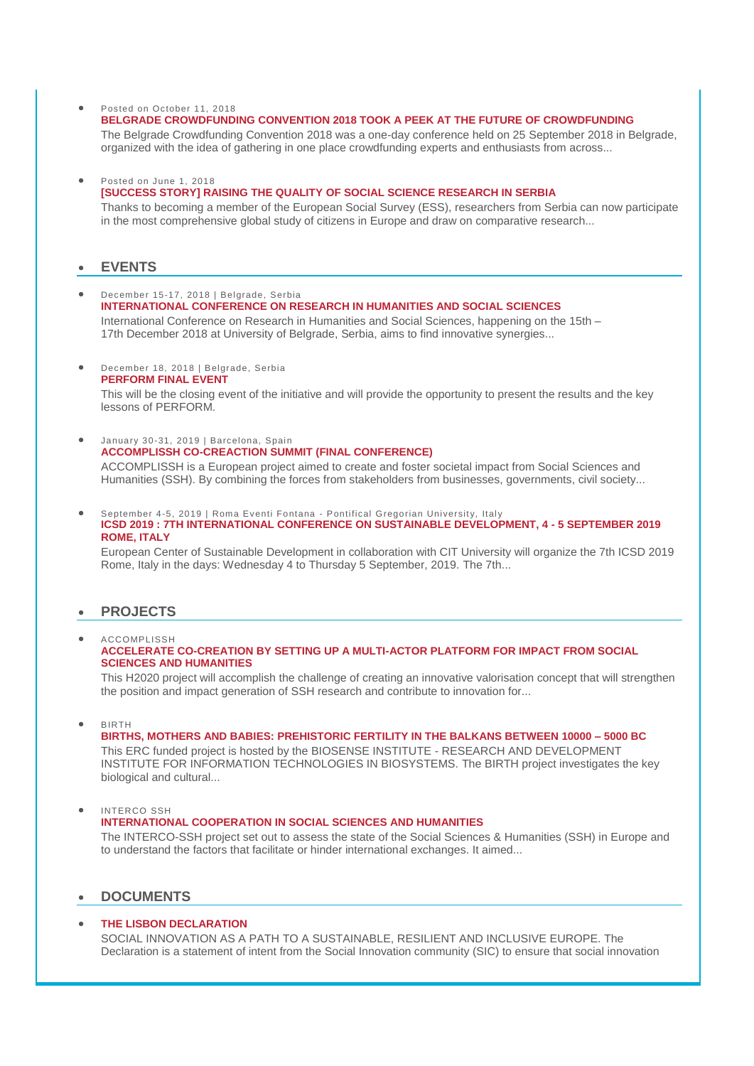- Posted on October 11, 2018
  **BELGRADE CROWDFUNDING CONVENTION 2018 TOOK A PEEK AT THE FUTURE OF CROWDFUNDING**
  The Belgrade Crowdfunding Convention 2018 was a one-day conference held on 25 September 2018 in Belgrade, organized with the idea of gathering in one place crowdfunding experts and enthusiasts from across...

- Posted on June 1, 2018
  **[SUCCESS STORY] RAISING THE QUALITY OF SOCIAL SCIENCE RESEARCH IN SERBIA**
  Thanks to becoming a member of the European Social Survey (ESS), researchers from Serbia can now participate in the most comprehensive global study of citizens in Europe and draw on comparative research...

## EVENTS

- December 15-17, 2018 | Belgrade, Serbia
  **INTERNATIONAL CONFERENCE ON RESEARCH IN HUMANITIES AND SOCIAL SCIENCES**
  International Conference on Research in Humanities and Social Sciences, happening on the 15th – 17th December 2018 at University of Belgrade, Serbia, aims to find innovative synergies...

- December 18, 2018 | Belgrade, Serbia
  **PERFORM FINAL EVENT**
  This will be the closing event of the initiative and will provide the opportunity to present the results and the key lessons of PERFORM.

- January 30-31, 2019 | Barcelona, Spain
  **ACCOMPLISSH CO-CREACTION SUMMIT (FINAL CONFERENCE)**
  ACCOMPLISSH is a European project aimed to create and foster societal impact from Social Sciences and Humanities (SSH). By combining the forces from stakeholders from businesses, governments, civil society...

- September 4-5, 2019 | Roma Eventi Fontana - Pontifical Gregorian University, Italy
  **ICSD 2019 : 7TH INTERNATIONAL CONFERENCE ON SUSTAINABLE DEVELOPMENT, 4 - 5 SEPTEMBER 2019 ROME, ITALY**
  European Center of Sustainable Development in collaboration with CIT University will organize the 7th ICSD 2019 Rome, Italy in the days: Wednesday 4 to Thursday 5 September, 2019. The 7th...

## PROJECTS

- ACCOMPLISSH
  **ACCELERATE CO-CREATION BY SETTING UP A MULTI-ACTOR PLATFORM FOR IMPACT FROM SOCIAL SCIENCES AND HUMANITIES**
  This H2020 project will accomplish the challenge of creating an innovative valorisation concept that will strengthen the position and impact generation of SSH research and contribute to innovation for...

- BIRTH
  **BIRTHS, MOTHERS AND BABIES: PREHISTORIC FERTILITY IN THE BALKANS BETWEEN 10000 – 5000 BC**
  This ERC funded project is hosted by the BIOSENSE INSTITUTE - RESEARCH AND DEVELOPMENT INSTITUTE FOR INFORMATION TECHNOLOGIES IN BIOSYSTEMS. The BIRTH project investigates the key biological and cultural...

- INTERCO SSH
  **INTERNATIONAL COOPERATION IN SOCIAL SCIENCES AND HUMANITIES**
  The INTERCO-SSH project set out to assess the state of the Social Sciences & Humanities (SSH) in Europe and to understand the factors that facilitate or hinder international exchanges. It aimed...

## DOCUMENTS

- **THE LISBON DECLARATION**
  SOCIAL INNOVATION AS A PATH TO A SUSTAINABLE, RESILIENT AND INCLUSIVE EUROPE. The Declaration is a statement of intent from the Social Innovation community (SIC) to ensure that social innovation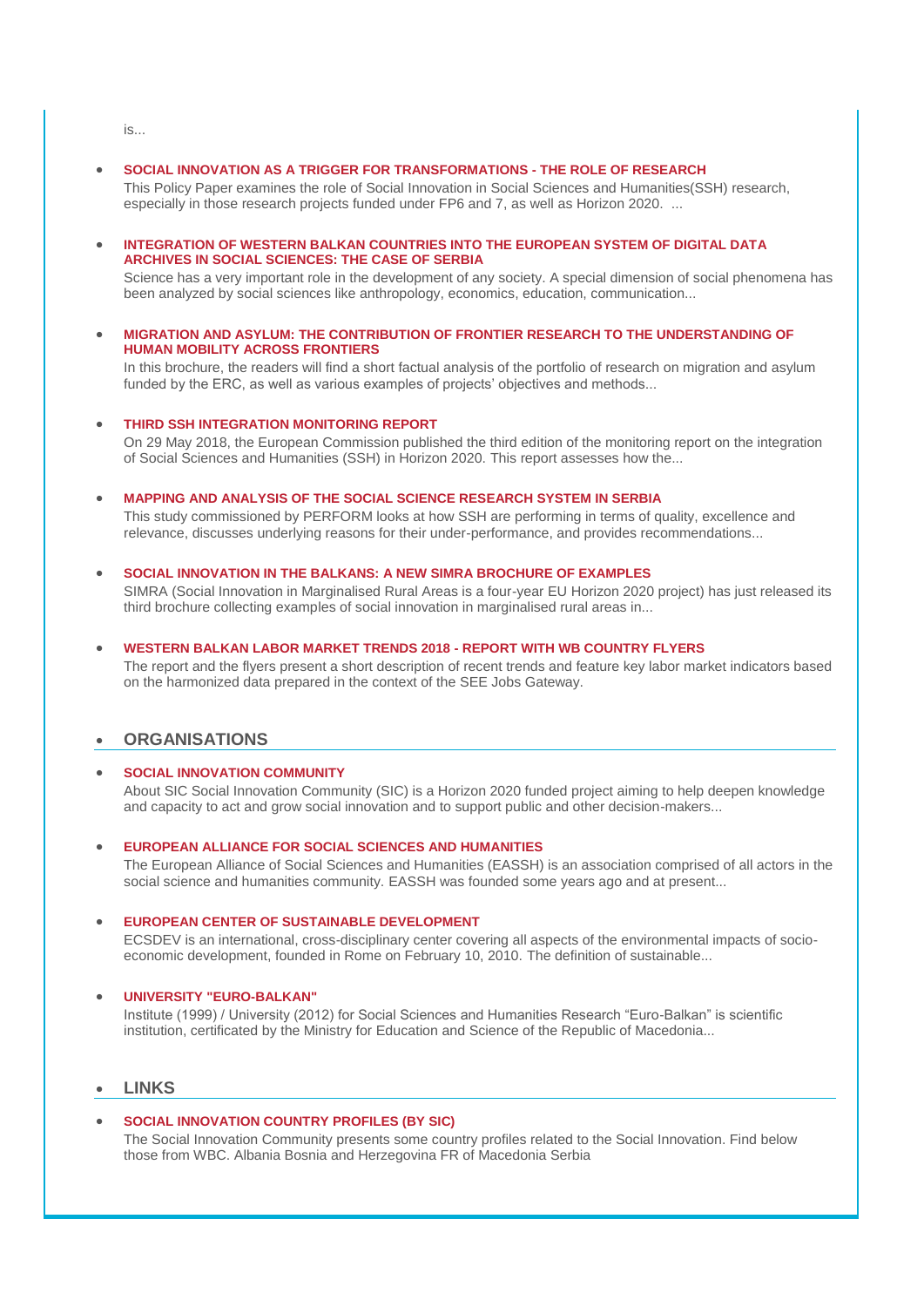is...

- **SOCIAL INNOVATION AS A TRIGGER FOR TRANSFORMATIONS - THE ROLE OF RESEARCH**

  This Policy Paper examines the role of Social Innovation in Social Sciences and Humanities(SSH) research, especially in those research projects funded under FP6 and 7, as well as Horizon 2020. ...

- **INTEGRATION OF WESTERN BALKAN COUNTRIES INTO THE EUROPEAN SYSTEM OF DIGITAL DATA ARCHIVES IN SOCIAL SCIENCES: THE CASE OF SERBIA**

  Science has a very important role in the development of any society. A special dimension of social phenomena has been analyzed by social sciences like anthropology, economics, education, communication...

- **MIGRATION AND ASYLUM: THE CONTRIBUTION OF FRONTIER RESEARCH TO THE UNDERSTANDING OF HUMAN MOBILITY ACROSS FRONTIERS**

  In this brochure, the readers will find a short factual analysis of the portfolio of research on migration and asylum funded by the ERC, as well as various examples of projects' objectives and methods...

- **THIRD SSH INTEGRATION MONITORING REPORT**

  On 29 May 2018, the European Commission published the third edition of the monitoring report on the integration of Social Sciences and Humanities (SSH) in Horizon 2020. This report assesses how the...

- **MAPPING AND ANALYSIS OF THE SOCIAL SCIENCE RESEARCH SYSTEM IN SERBIA**

  This study commissioned by PERFORM looks at how SSH are performing in terms of quality, excellence and relevance, discusses underlying reasons for their under-performance, and provides recommendations...

- **SOCIAL INNOVATION IN THE BALKANS: A NEW SIMRA BROCHURE OF EXAMPLES**

  SIMRA (Social Innovation in Marginalised Rural Areas is a four-year EU Horizon 2020 project) has just released its third brochure collecting examples of social innovation in marginalised rural areas in...

- **WESTERN BALKAN LABOR MARKET TRENDS 2018 - REPORT WITH WB COUNTRY FLYERS**

  The report and the flyers present a short description of recent trends and feature key labor market indicators based on the harmonized data prepared in the context of the SEE Jobs Gateway.

## ORGANISATIONS

- **SOCIAL INNOVATION COMMUNITY**

  About SIC Social Innovation Community (SIC) is a Horizon 2020 funded project aiming to help deepen knowledge and capacity to act and grow social innovation and to support public and other decision-makers...

- **EUROPEAN ALLIANCE FOR SOCIAL SCIENCES AND HUMANITIES**

  The European Alliance of Social Sciences and Humanities (EASSH) is an association comprised of all actors in the social science and humanities community. EASSH was founded some years ago and at present...

- **EUROPEAN CENTER OF SUSTAINABLE DEVELOPMENT**

  ECSDEV is an international, cross-disciplinary center covering all aspects of the environmental impacts of socio-economic development, founded in Rome on February 10, 2010. The definition of sustainable...

- **UNIVERSITY "EURO-BALKAN"**

  Institute (1999) / University (2012) for Social Sciences and Humanities Research "Euro-Balkan" is scientific institution, certificated by the Ministry for Education and Science of the Republic of Macedonia...

## LINKS

- **SOCIAL INNOVATION COUNTRY PROFILES (BY SIC)**

  The Social Innovation Community presents some country profiles related to the Social Innovation. Find below those from WBC. Albania Bosnia and Herzegovina FR of Macedonia Serbia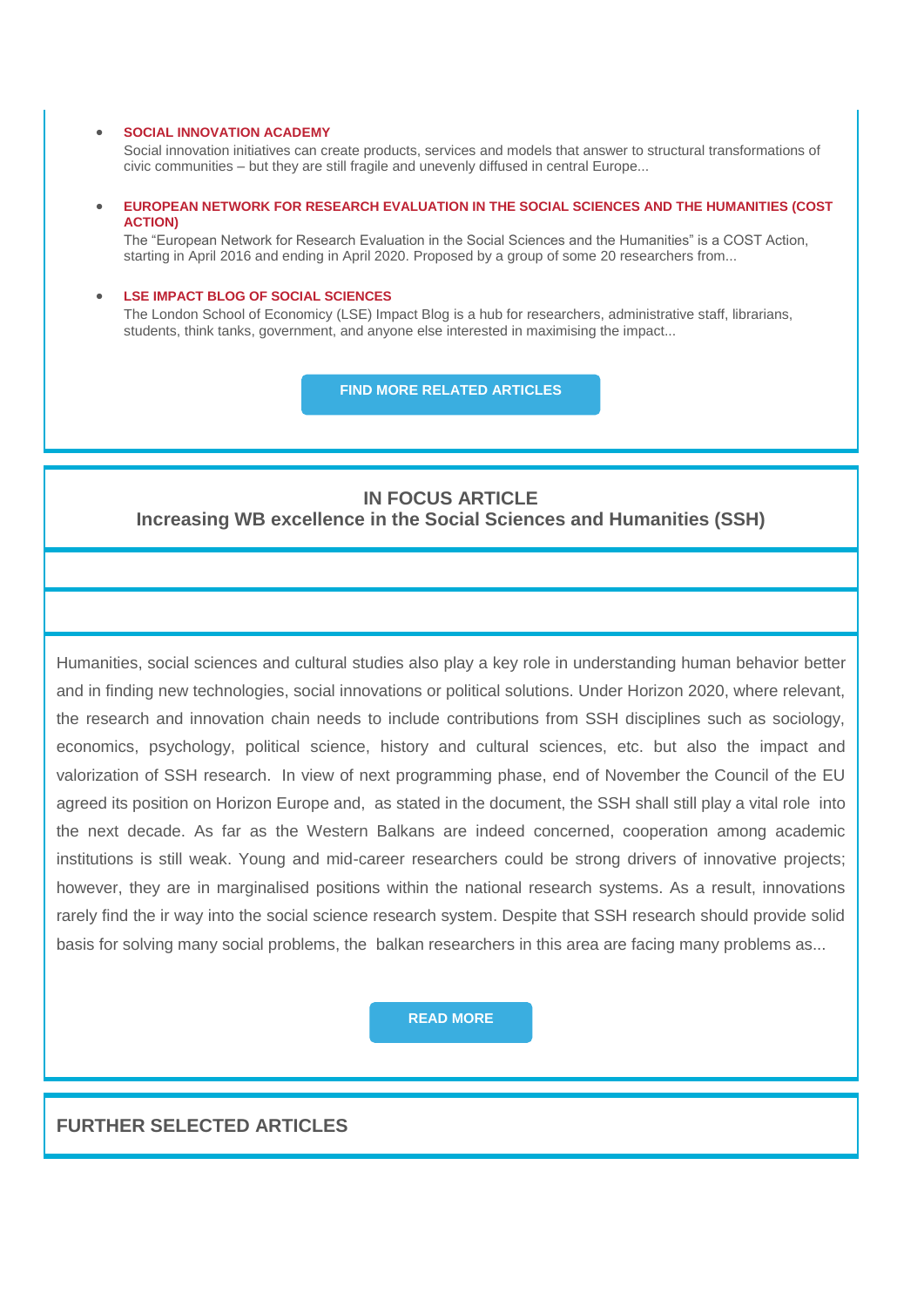- **SOCIAL INNOVATION ACADEMY**
  Social innovation initiatives can create products, services and models that answer to structural transformations of civic communities – but they are still fragile and unevenly diffused in central Europe...

- **EUROPEAN NETWORK FOR RESEARCH EVALUATION IN THE SOCIAL SCIENCES AND THE HUMANITIES (COST ACTION)**
  The "European Network for Research Evaluation in the Social Sciences and the Humanities" is a COST Action, starting in April 2016 and ending in April 2020. Proposed by a group of some 20 researchers from...

- **LSE IMPACT BLOG OF SOCIAL SCIENCES**
  The London School of Economicy (LSE) Impact Blog is a hub for researchers, administrative staff, librarians, students, think tanks, government, and anyone else interested in maximising the impact...

**FIND MORE RELATED ARTICLES**

## IN FOCUS ARTICLE
## Increasing WB excellence in the Social Sciences and Humanities (SSH)

Humanities, social sciences and cultural studies also play a key role in understanding human behavior better and in finding new technologies, social innovations or political solutions. Under Horizon 2020, where relevant, the research and innovation chain needs to include contributions from SSH disciplines such as sociology, economics, psychology, political science, history and cultural sciences, etc. but also the impact and valorization of SSH research. In view of next programming phase, end of November the Council of the EU agreed its position on Horizon Europe and, as stated in the document, the SSH shall still play a vital role into the next decade. As far as the Western Balkans are indeed concerned, cooperation among academic institutions is still weak. Young and mid-career researchers could be strong drivers of innovative projects; however, they are in marginalised positions within the national research systems. As a result, innovations rarely find the ir way into the social science research system. Despite that SSH research should provide solid basis for solving many social problems, the balkan researchers in this area are facing many problems as...

**READ MORE**

## FURTHER SELECTED ARTICLES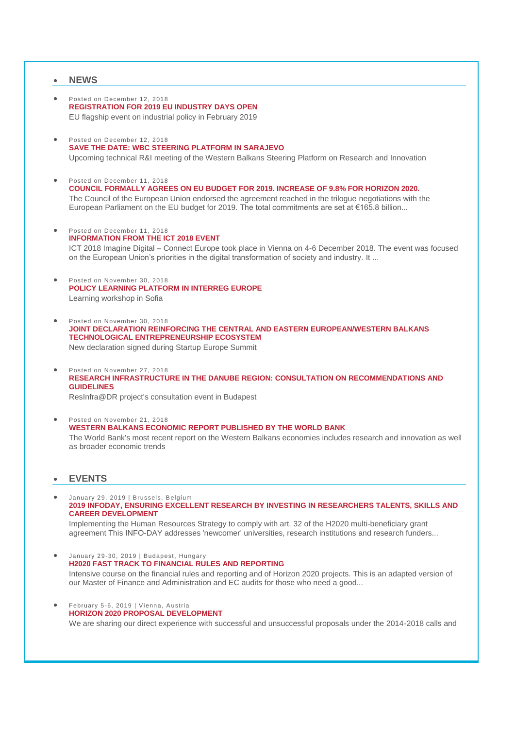## NEWS

- Posted on December 12, 2018
  **REGISTRATION FOR 2019 EU INDUSTRY DAYS OPEN**
  EU flagship event on industrial policy in February 2019

- Posted on December 12, 2018
  **SAVE THE DATE: WBC STEERING PLATFORM IN SARAJEVO**
  Upcoming technical R&I meeting of the Western Balkans Steering Platform on Research and Innovation

- Posted on December 11, 2018
  **COUNCIL FORMALLY AGREES ON EU BUDGET FOR 2019. INCREASE OF 9.8% FOR HORIZON 2020.**
  The Council of the European Union endorsed the agreement reached in the trilogue negotiations with the European Parliament on the EU budget for 2019. The total commitments are set at €165.8 billion...

- Posted on December 11, 2018
  **INFORMATION FROM THE ICT 2018 EVENT**
  ICT 2018 Imagine Digital – Connect Europe took place in Vienna on 4-6 December 2018. The event was focused on the European Union's priorities in the digital transformation of society and industry. It ...

- Posted on November 30, 2018
  **POLICY LEARNING PLATFORM IN INTERREG EUROPE**
  Learning workshop in Sofia

- Posted on November 30, 2018
  **JOINT DECLARATION REINFORCING THE CENTRAL AND EASTERN EUROPEAN/WESTERN BALKANS TECHNOLOGICAL ENTREPRENEURSHIP ECOSYSTEM**
  New declaration signed during Startup Europe Summit

- Posted on November 27, 2018
  **RESEARCH INFRASTRUCTURE IN THE DANUBE REGION: CONSULTATION ON RECOMMENDATIONS AND GUIDELINES**
  ResInfra@DR project's consultation event in Budapest

- Posted on November 21, 2018
  **WESTERN BALKANS ECONOMIC REPORT PUBLISHED BY THE WORLD BANK**
  The World Bank's most recent report on the Western Balkans economies includes research and innovation as well as broader economic trends

## EVENTS

- January 29, 2019 | Brussels, Belgium
  **2019 INFODAY, ENSURING EXCELLENT RESEARCH BY INVESTING IN RESEARCHERS TALENTS, SKILLS AND CAREER DEVELOPMENT**
  Implementing the Human Resources Strategy to comply with art. 32 of the H2020 multi-beneficiary grant agreement This INFO-DAY addresses 'newcomer' universities, research institutions and research funders...

- January 29-30, 2019 | Budapest, Hungary
  **H2020 FAST TRACK TO FINANCIAL RULES AND REPORTING**
  Intensive course on the financial rules and reporting and of Horizon 2020 projects. This is an adapted version of our Master of Finance and Administration and EC audits for those who need a good...

- February 5-6, 2019 | Vienna, Austria
  **HORIZON 2020 PROPOSAL DEVELOPMENT**
  We are sharing our direct experience with successful and unsuccessful proposals under the 2014-2018 calls and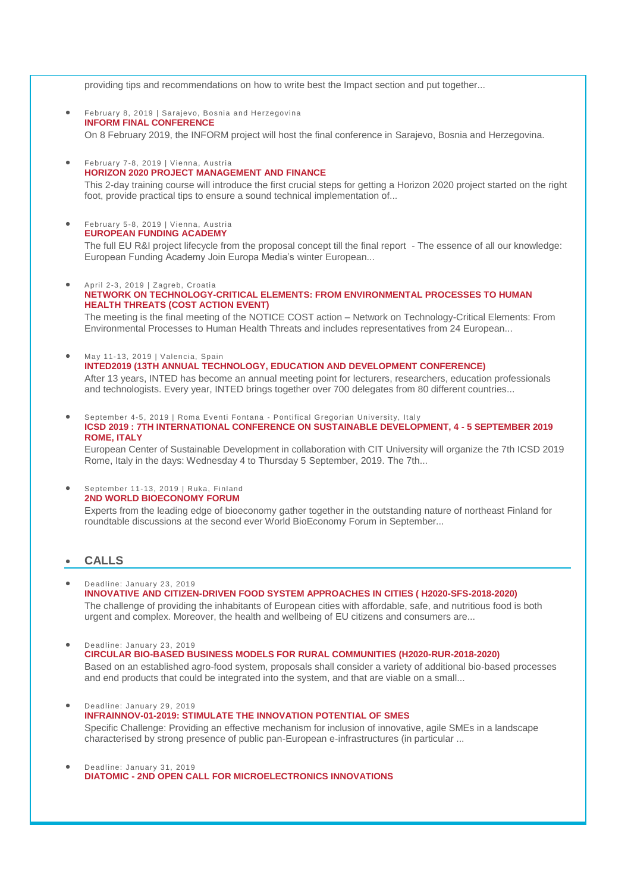providing tips and recommendations on how to write best the Impact section and put together...

- February 8, 2019 | Sarajevo, Bosnia and Herzegovina
  **INFORM FINAL CONFERENCE**
  On 8 February 2019, the INFORM project will host the final conference in Sarajevo, Bosnia and Herzegovina.

- February 7-8, 2019 | Vienna, Austria
  **HORIZON 2020 PROJECT MANAGEMENT AND FINANCE**
  This 2-day training course will introduce the first crucial steps for getting a Horizon 2020 project started on the right foot, provide practical tips to ensure a sound technical implementation of...

- February 5-8, 2019 | Vienna, Austria
  **EUROPEAN FUNDING ACADEMY**
  The full EU R&I project lifecycle from the proposal concept till the final report - The essence of all our knowledge: European Funding Academy Join Europa Media's winter European...

- April 2-3, 2019 | Zagreb, Croatia
  **NETWORK ON TECHNOLOGY-CRITICAL ELEMENTS: FROM ENVIRONMENTAL PROCESSES TO HUMAN HEALTH THREATS (COST ACTION EVENT)**
  The meeting is the final meeting of the NOTICE COST action – Network on Technology-Critical Elements: From Environmental Processes to Human Health Threats and includes representatives from 24 European...

- May 11-13, 2019 | Valencia, Spain
  **INTED2019 (13TH ANNUAL TECHNOLOGY, EDUCATION AND DEVELOPMENT CONFERENCE)**
  After 13 years, INTED has become an annual meeting point for lecturers, researchers, education professionals and technologists. Every year, INTED brings together over 700 delegates from 80 different countries...

- September 4-5, 2019 | Roma Eventi Fontana - Pontifical Gregorian University, Italy
  **ICSD 2019 : 7TH INTERNATIONAL CONFERENCE ON SUSTAINABLE DEVELOPMENT, 4 - 5 SEPTEMBER 2019 ROME, ITALY**
  European Center of Sustainable Development in collaboration with CIT University will organize the 7th ICSD 2019 Rome, Italy in the days: Wednesday 4 to Thursday 5 September, 2019. The 7th...

- September 11-13, 2019 | Ruka, Finland
  **2ND WORLD BIOECONOMY FORUM**
  Experts from the leading edge of bioeconomy gather together in the outstanding nature of northeast Finland for roundtable discussions at the second ever World BioEconomy Forum in September...

## CALLS

- Deadline: January 23, 2019
  **INNOVATIVE AND CITIZEN-DRIVEN FOOD SYSTEM APPROACHES IN CITIES ( H2020-SFS-2018-2020)**
  The challenge of providing the inhabitants of European cities with affordable, safe, and nutritious food is both urgent and complex. Moreover, the health and wellbeing of EU citizens and consumers are...

- Deadline: January 23, 2019
  **CIRCULAR BIO-BASED BUSINESS MODELS FOR RURAL COMMUNITIES (H2020-RUR-2018-2020)**
  Based on an established agro-food system, proposals shall consider a variety of additional bio-based processes and end products that could be integrated into the system, and that are viable on a small...

- Deadline: January 29, 2019
  **INFRAINNOV-01-2019: STIMULATE THE INNOVATION POTENTIAL OF SMES**
  Specific Challenge: Providing an effective mechanism for inclusion of innovative, agile SMEs in a landscape characterised by strong presence of public pan-European e-infrastructures (in particular ...

- Deadline: January 31, 2019
  **DIATOMIC - 2ND OPEN CALL FOR MICROELECTRONICS INNOVATIONS**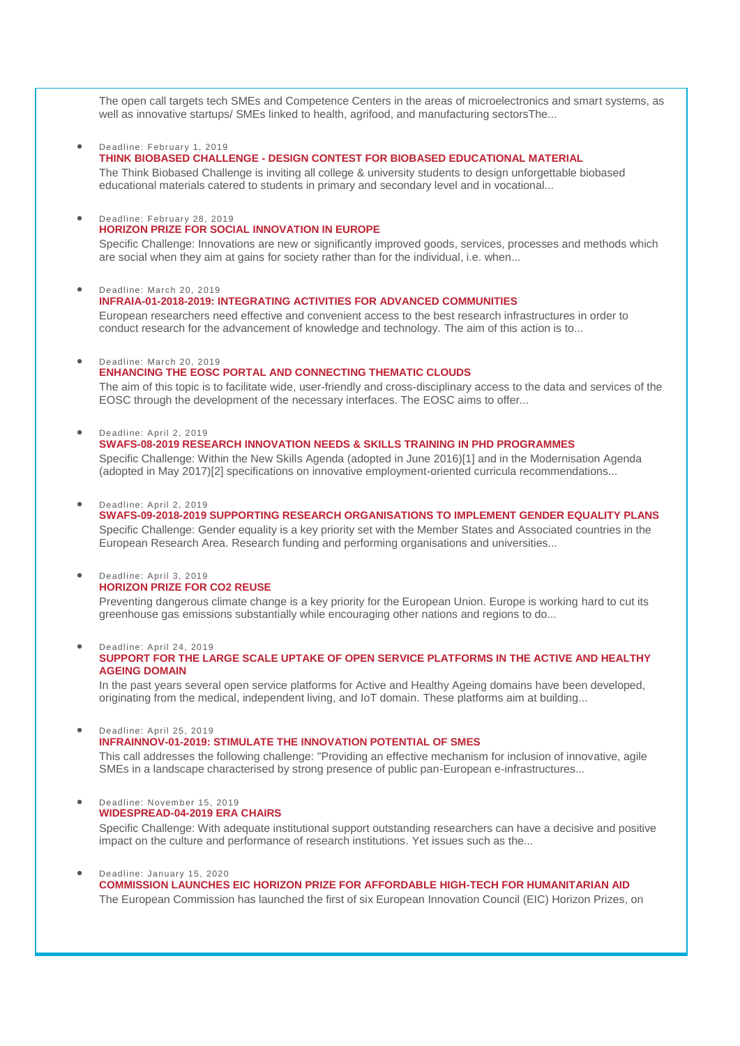The open call targets tech SMEs and Competence Centers in the areas of microelectronics and smart systems, as well as innovative startups/ SMEs linked to health, agrifood, and manufacturing sectorsThe...

- Deadline: February 1, 2019
  **THINK BIOBASED CHALLENGE - DESIGN CONTEST FOR BIOBASED EDUCATIONAL MATERIAL**
  The Think Biobased Challenge is inviting all college & university students to design unforgettable biobased educational materials catered to students in primary and secondary level and in vocational...

- Deadline: February 28, 2019
  **HORIZON PRIZE FOR SOCIAL INNOVATION IN EUROPE**
  Specific Challenge: Innovations are new or significantly improved goods, services, processes and methods which are social when they aim at gains for society rather than for the individual, i.e. when...

- Deadline: March 20, 2019
  **INFRAIA-01-2018-2019: INTEGRATING ACTIVITIES FOR ADVANCED COMMUNITIES**
  European researchers need effective and convenient access to the best research infrastructures in order to conduct research for the advancement of knowledge and technology. The aim of this action is to...

- Deadline: March 20, 2019
  **ENHANCING THE EOSC PORTAL AND CONNECTING THEMATIC CLOUDS**
  The aim of this topic is to facilitate wide, user-friendly and cross-disciplinary access to the data and services of the EOSC through the development of the necessary interfaces. The EOSC aims to offer...

- Deadline: April 2, 2019
  **SWAFS-08-2019 RESEARCH INNOVATION NEEDS & SKILLS TRAINING IN PHD PROGRAMMES**
  Specific Challenge: Within the New Skills Agenda (adopted in June 2016)[1] and in the Modernisation Agenda (adopted in May 2017)[2] specifications on innovative employment-oriented curricula recommendations...

- Deadline: April 2, 2019
  **SWAFS-09-2018-2019 SUPPORTING RESEARCH ORGANISATIONS TO IMPLEMENT GENDER EQUALITY PLANS**
  Specific Challenge: Gender equality is a key priority set with the Member States and Associated countries in the European Research Area. Research funding and performing organisations and universities...

- Deadline: April 3, 2019
  **HORIZON PRIZE FOR CO2 REUSE**
  Preventing dangerous climate change is a key priority for the European Union. Europe is working hard to cut its greenhouse gas emissions substantially while encouraging other nations and regions to do...

- Deadline: April 24, 2019
  **SUPPORT FOR THE LARGE SCALE UPTAKE OF OPEN SERVICE PLATFORMS IN THE ACTIVE AND HEALTHY AGEING DOMAIN**
  In the past years several open service platforms for Active and Healthy Ageing domains have been developed, originating from the medical, independent living, and IoT domain. These platforms aim at building...

- Deadline: April 25, 2019
  **INFRAINNOV-01-2019: STIMULATE THE INNOVATION POTENTIAL OF SMES**
  This call addresses the following challenge: "Providing an effective mechanism for inclusion of innovative, agile SMEs in a landscape characterised by strong presence of public pan-European e-infrastructures...

- Deadline: November 15, 2019
  **WIDESPREAD-04-2019 ERA CHAIRS**
  Specific Challenge: With adequate institutional support outstanding researchers can have a decisive and positive impact on the culture and performance of research institutions. Yet issues such as the...

- Deadline: January 15, 2020
  **COMMISSION LAUNCHES EIC HORIZON PRIZE FOR AFFORDABLE HIGH-TECH FOR HUMANITARIAN AID**
  The European Commission has launched the first of six European Innovation Council (EIC) Horizon Prizes, on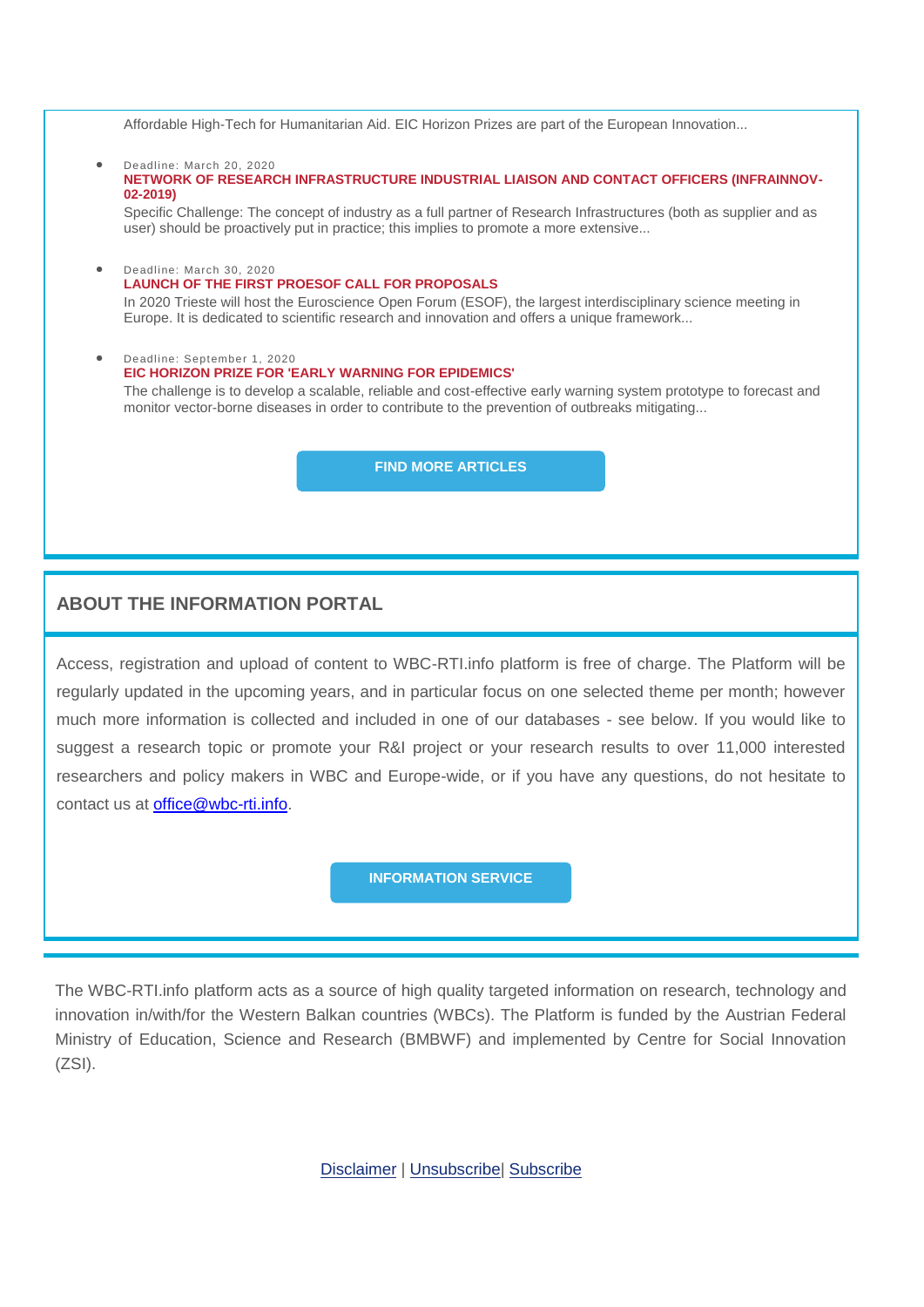Affordable High-Tech for Humanitarian Aid. EIC Horizon Prizes are part of the European Innovation...

- Deadline: March 20, 2020
  **NETWORK OF RESEARCH INFRASTRUCTURE INDUSTRIAL LIAISON AND CONTACT OFFICERS (INFRAINNOV-02-2019)**
  Specific Challenge: The concept of industry as a full partner of Research Infrastructures (both as supplier and as user) should be proactively put in practice; this implies to promote a more extensive...

- Deadline: March 30, 2020
  **LAUNCH OF THE FIRST PROESOF CALL FOR PROPOSALS**
  In 2020 Trieste will host the Euroscience Open Forum (ESOF), the largest interdisciplinary science meeting in Europe. It is dedicated to scientific research and innovation and offers a unique framework...

- Deadline: September 1, 2020
  **EIC HORIZON PRIZE FOR 'EARLY WARNING FOR EPIDEMICS'**
  The challenge is to develop a scalable, reliable and cost-effective early warning system prototype to forecast and monitor vector-borne diseases in order to contribute to the prevention of outbreaks mitigating...

**FIND MORE ARTICLES**

## ABOUT THE INFORMATION PORTAL

Access, registration and upload of content to WBC-RTI.info platform is free of charge. The Platform will be regularly updated in the upcoming years, and in particular focus on one selected theme per month; however much more information is collected and included in one of our databases - see below. If you would like to suggest a research topic or promote your R&I project or your research results to over 11,000 interested researchers and policy makers in WBC and Europe-wide, or if you have any questions, do not hesitate to contact us at office@wbc-rti.info.

**INFORMATION SERVICE**

The WBC-RTI.info platform acts as a source of high quality targeted information on research, technology and innovation in/with/for the Western Balkan countries (WBCs). The Platform is funded by the Austrian Federal Ministry of Education, Science and Research (BMBWF) and implemented by Centre for Social Innovation (ZSI).

Disclaimer | Unsubscribe| Subscribe